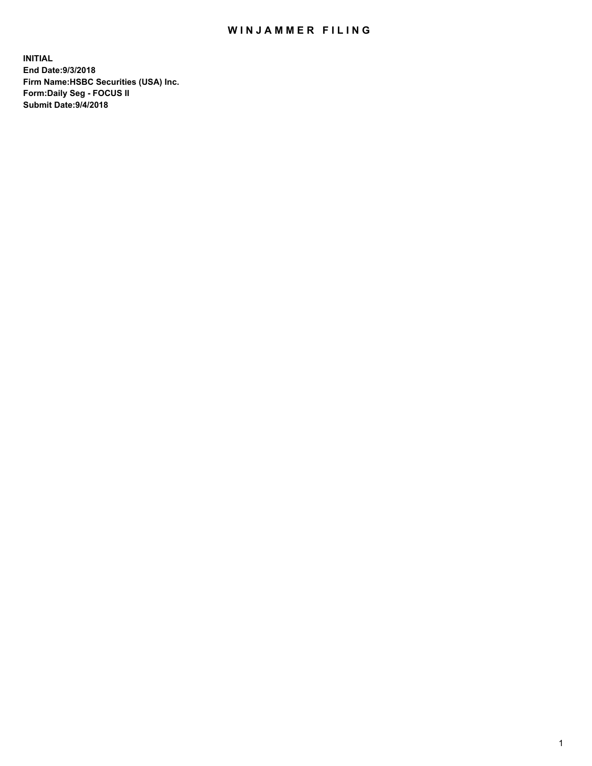# WINJAMMER FILING

**INITIAL**
**End Date:9/3/2018**
**Firm Name:HSBC Securities (USA) Inc.**
**Form:Daily Seg - FOCUS II**
**Submit Date:9/4/2018**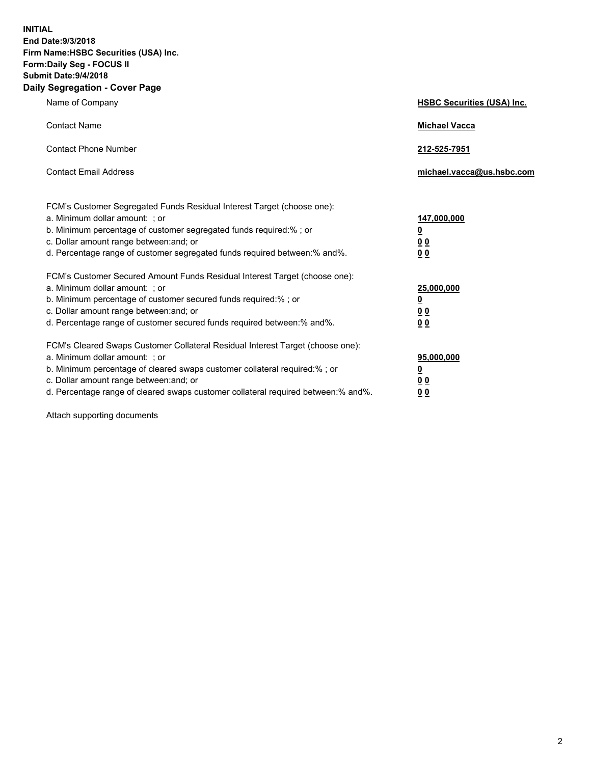**INITIAL**
**End Date:9/3/2018**
**Firm Name:HSBC Securities (USA) Inc.**
**Form:Daily Seg - FOCUS II**
**Submit Date:9/4/2018**

## Daily Segregation - Cover Page

| | |
|---|---|
| Name of Company | **HSBC Securities (USA) Inc.** |
| Contact Name | **Michael Vacca** |
| Contact Phone Number | **212-525-7951** |
| Contact Email Address | **michael.vacca@us.hsbc.com** |

| | |
|---|---|
| FCM's Customer Segregated Funds Residual Interest Target (choose one): | |
| a. Minimum dollar amount: ; or | **147,000,000** |
| b. Minimum percentage of customer segregated funds required:% ; or | **0** |
| c. Dollar amount range between:and; or | **0 0** |
| d. Percentage range of customer segregated funds required between:% and%. | **0 0** |
| FCM's Customer Secured Amount Funds Residual Interest Target (choose one): | |
| a. Minimum dollar amount: ; or | **25,000,000** |
| b. Minimum percentage of customer secured funds required:% ; or | **0** |
| c. Dollar amount range between:and; or | **0 0** |
| d. Percentage range of customer secured funds required between:% and%. | **0 0** |
| FCM's Cleared Swaps Customer Collateral Residual Interest Target (choose one): | |
| a. Minimum dollar amount: ; or | **95,000,000** |
| b. Minimum percentage of cleared swaps customer collateral required:% ; or | **0** |
| c. Dollar amount range between:and; or | **0 0** |
| d. Percentage range of cleared swaps customer collateral required between:% and%. | **0 0** |

Attach supporting documents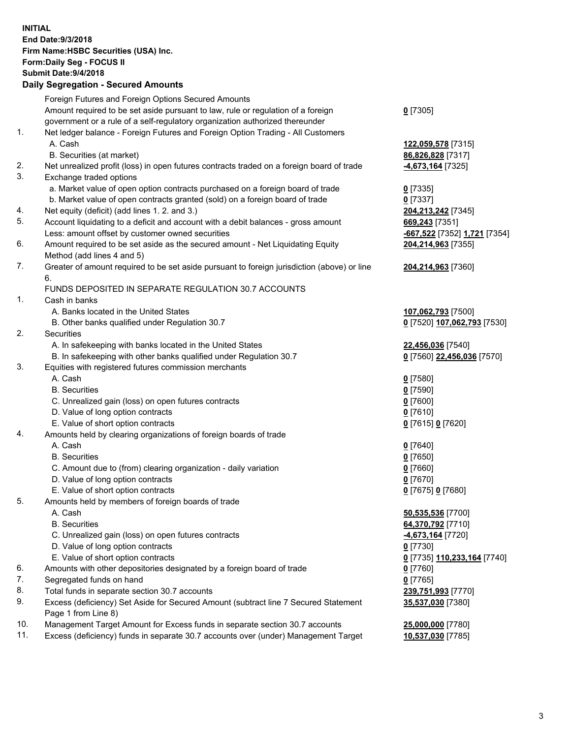**INITIAL**
**End Date:9/3/2018**
**Firm Name:HSBC Securities (USA) Inc.**
**Form:Daily Seg - FOCUS II**
**Submit Date:9/4/2018**

## Daily Segregation - Secured Amounts

| | | |
|---|---|---|
| | Foreign Futures and Foreign Options Secured Amounts | |
| | Amount required to be set aside pursuant to law, rule or regulation of a foreign government or a rule of a self-regulatory organization authorized thereunder | **0** [7305] |
| 1. | Net ledger balance - Foreign Futures and Foreign Option Trading - All Customers | |
| | A. Cash | **122,059,578** [7315] |
| | B. Securities (at market) | **86,826,828** [7317] |
| 2. | Net unrealized profit (loss) in open futures contracts traded on a foreign board of trade | **-4,673,164** [7325] |
| 3. | Exchange traded options | |
| | a. Market value of open option contracts purchased on a foreign board of trade | **0** [7335] |
| | b. Market value of open contracts granted (sold) on a foreign board of trade | **0** [7337] |
| 4. | Net equity (deficit) (add lines 1. 2. and 3.) | **204,213,242** [7345] |
| 5. | Account liquidating to a deficit and account with a debit balances - gross amount | **669,243** [7351] |
| | Less: amount offset by customer owned securities | **-667,522** [7352] **1,721** [7354] |
| 6. | Amount required to be set aside as the secured amount - Net Liquidating Equity Method (add lines 4 and 5) | **204,214,963** [7355] |
| 7. | Greater of amount required to be set aside pursuant to foreign jurisdiction (above) or line 6. | **204,214,963** [7360] |
| | FUNDS DEPOSITED IN SEPARATE REGULATION 30.7 ACCOUNTS | |
| 1. | Cash in banks | |
| | A. Banks located in the United States | **107,062,793** [7500] |
| | B. Other banks qualified under Regulation 30.7 | **0** [7520] **107,062,793** [7530] |
| 2. | Securities | |
| | A. In safekeeping with banks located in the United States | **22,456,036** [7540] |
| | B. In safekeeping with other banks qualified under Regulation 30.7 | **0** [7560] **22,456,036** [7570] |
| 3. | Equities with registered futures commission merchants | |
| | A. Cash | **0** [7580] |
| | B. Securities | **0** [7590] |
| | C. Unrealized gain (loss) on open futures contracts | **0** [7600] |
| | D. Value of long option contracts | **0** [7610] |
| | E. Value of short option contracts | **0** [7615] **0** [7620] |
| 4. | Amounts held by clearing organizations of foreign boards of trade | |
| | A. Cash | **0** [7640] |
| | B. Securities | **0** [7650] |
| | C. Amount due to (from) clearing organization - daily variation | **0** [7660] |
| | D. Value of long option contracts | **0** [7670] |
| | E. Value of short option contracts | **0** [7675] **0** [7680] |
| 5. | Amounts held by members of foreign boards of trade | |
| | A. Cash | **50,535,536** [7700] |
| | B. Securities | **64,370,792** [7710] |
| | C. Unrealized gain (loss) on open futures contracts | **-4,673,164** [7720] |
| | D. Value of long option contracts | **0** [7730] |
| | E. Value of short option contracts | **0** [7735] **110,233,164** [7740] |
| 6. | Amounts with other depositories designated by a foreign board of trade | **0** [7760] |
| 7. | Segregated funds on hand | **0** [7765] |
| 8. | Total funds in separate section 30.7 accounts | **239,751,993** [7770] |
| 9. | Excess (deficiency) Set Aside for Secured Amount (subtract line 7 Secured Statement Page 1 from Line 8) | **35,537,030** [7380] |
| 10. | Management Target Amount for Excess funds in separate section 30.7 accounts | **25,000,000** [7780] |
| 11. | Excess (deficiency) funds in separate 30.7 accounts over (under) Management Target | **10,537,030** [7785] |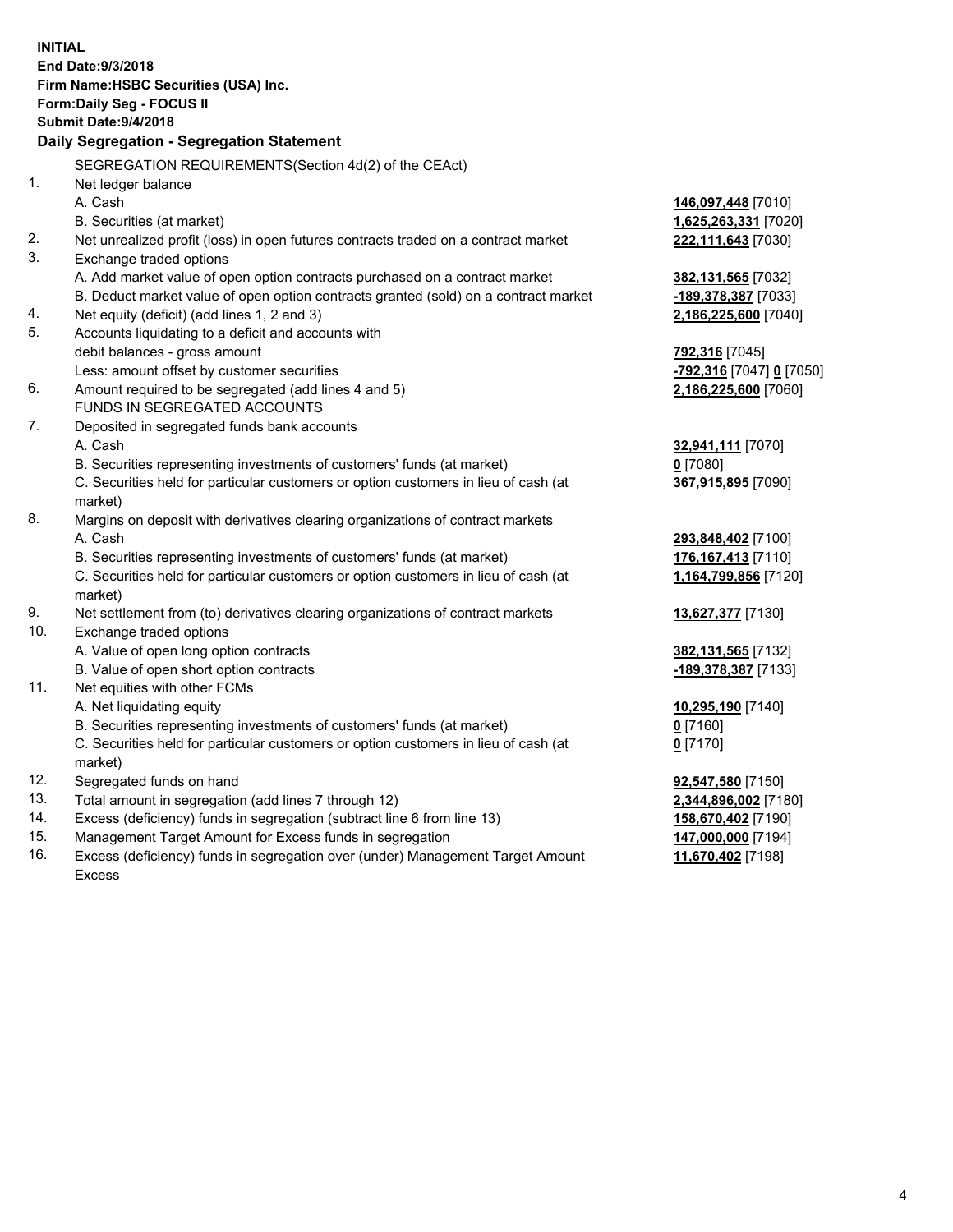**INITIAL**
**End Date:9/3/2018**
**Firm Name:HSBC Securities (USA) Inc.**
**Form:Daily Seg - FOCUS II**
**Submit Date:9/4/2018**

**Daily Segregation - Segregation Statement**

| | | |
|---|---|---|
| | SEGREGATION REQUIREMENTS(Section 4d(2) of the CEAct) | |
| 1. | Net ledger balance | |
| | A. Cash | **146,097,448** [7010] |
| | B. Securities (at market) | **1,625,263,331** [7020] |
| 2. | Net unrealized profit (loss) in open futures contracts traded on a contract market | **222,111,643** [7030] |
| 3. | Exchange traded options | |
| | A. Add market value of open option contracts purchased on a contract market | **382,131,565** [7032] |
| | B. Deduct market value of open option contracts granted (sold) on a contract market | **-189,378,387** [7033] |
| 4. | Net equity (deficit) (add lines 1, 2 and 3) | **2,186,225,600** [7040] |
| 5. | Accounts liquidating to a deficit and accounts with | |
| | debit balances - gross amount | **792,316** [7045] |
| | Less: amount offset by customer securities | **-792,316** [7047] **0** [7050] |
| 6. | Amount required to be segregated (add lines 4 and 5) | **2,186,225,600** [7060] |
| | FUNDS IN SEGREGATED ACCOUNTS | |
| 7. | Deposited in segregated funds bank accounts | |
| | A. Cash | **32,941,111** [7070] |
| | B. Securities representing investments of customers' funds (at market) | **0** [7080] |
| | C. Securities held for particular customers or option customers in lieu of cash (at market) | **367,915,895** [7090] |
| 8. | Margins on deposit with derivatives clearing organizations of contract markets | |
| | A. Cash | **293,848,402** [7100] |
| | B. Securities representing investments of customers' funds (at market) | **176,167,413** [7110] |
| | C. Securities held for particular customers or option customers in lieu of cash (at market) | **1,164,799,856** [7120] |
| 9. | Net settlement from (to) derivatives clearing organizations of contract markets | **13,627,377** [7130] |
| 10. | Exchange traded options | |
| | A. Value of open long option contracts | **382,131,565** [7132] |
| | B. Value of open short option contracts | **-189,378,387** [7133] |
| 11. | Net equities with other FCMs | |
| | A. Net liquidating equity | **10,295,190** [7140] |
| | B. Securities representing investments of customers' funds (at market) | **0** [7160] |
| | C. Securities held for particular customers or option customers in lieu of cash (at market) | **0** [7170] |
| 12. | Segregated funds on hand | **92,547,580** [7150] |
| 13. | Total amount in segregation (add lines 7 through 12) | **2,344,896,002** [7180] |
| 14. | Excess (deficiency) funds in segregation (subtract line 6 from line 13) | **158,670,402** [7190] |
| 15. | Management Target Amount for Excess funds in segregation | **147,000,000** [7194] |
| 16. | Excess (deficiency) funds in segregation over (under) Management Target Amount Excess | **11,670,402** [7198] |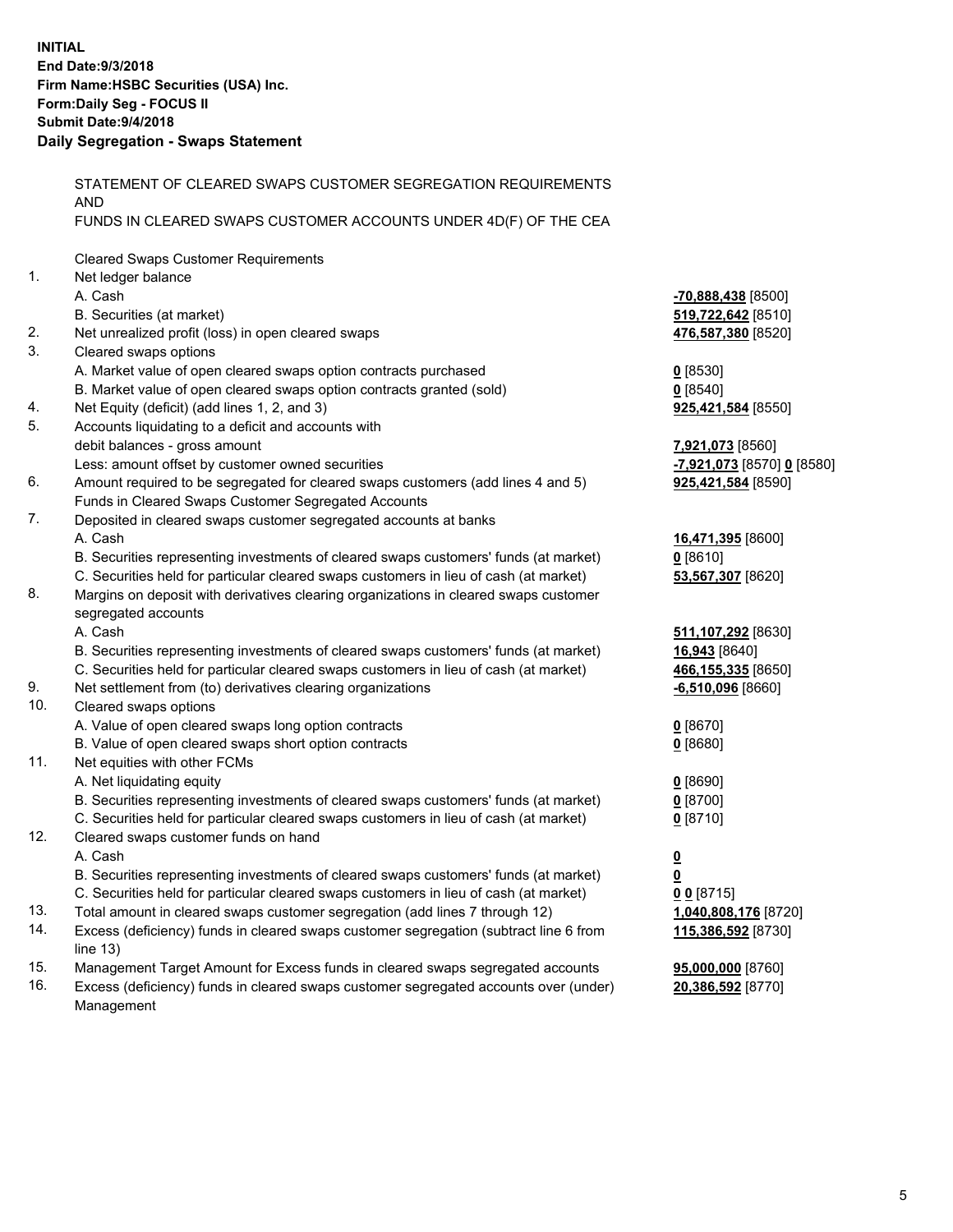**INITIAL**
**End Date:9/3/2018**
**Firm Name:HSBC Securities (USA) Inc.**
**Form:Daily Seg - FOCUS II**
**Submit Date:9/4/2018**
**Daily Segregation - Swaps Statement**

STATEMENT OF CLEARED SWAPS CUSTOMER SEGREGATION REQUIREMENTS AND FUNDS IN CLEARED SWAPS CUSTOMER ACCOUNTS UNDER 4D(F) OF THE CEA

| | | |
|---|---|---|
| | Cleared Swaps Customer Requirements | |
| 1. | Net ledger balance | |
| | A. Cash | **-70,888,438** [8500] |
| | B. Securities (at market) | **519,722,642** [8510] |
| 2. | Net unrealized profit (loss) in open cleared swaps | **476,587,380** [8520] |
| 3. | Cleared swaps options | |
| | A. Market value of open cleared swaps option contracts purchased | **0** [8530] |
| | B. Market value of open cleared swaps option contracts granted (sold) | **0** [8540] |
| 4. | Net Equity (deficit) (add lines 1, 2, and 3) | **925,421,584** [8550] |
| 5. | Accounts liquidating to a deficit and accounts with debit balances - gross amount | **7,921,073** [8560] |
| | Less: amount offset by customer owned securities | **-7,921,073** [8570] **0** [8580] |
| 6. | Amount required to be segregated for cleared swaps customers (add lines 4 and 5) | **925,421,584** [8590] |
| | Funds in Cleared Swaps Customer Segregated Accounts | |
| 7. | Deposited in cleared swaps customer segregated accounts at banks | |
| | A. Cash | **16,471,395** [8600] |
| | B. Securities representing investments of cleared swaps customers' funds (at market) | **0** [8610] |
| | C. Securities held for particular cleared swaps customers in lieu of cash (at market) | **53,567,307** [8620] |
| 8. | Margins on deposit with derivatives clearing organizations in cleared swaps customer segregated accounts | |
| | A. Cash | **511,107,292** [8630] |
| | B. Securities representing investments of cleared swaps customers' funds (at market) | **16,943** [8640] |
| | C. Securities held for particular cleared swaps customers in lieu of cash (at market) | **466,155,335** [8650] |
| 9. | Net settlement from (to) derivatives clearing organizations | **-6,510,096** [8660] |
| 10. | Cleared swaps options | |
| | A. Value of open cleared swaps long option contracts | **0** [8670] |
| | B. Value of open cleared swaps short option contracts | **0** [8680] |
| 11. | Net equities with other FCMs | |
| | A. Net liquidating equity | **0** [8690] |
| | B. Securities representing investments of cleared swaps customers' funds (at market) | **0** [8700] |
| | C. Securities held for particular cleared swaps customers in lieu of cash (at market) | **0** [8710] |
| 12. | Cleared swaps customer funds on hand | |
| | A. Cash | **0** |
| | B. Securities representing investments of cleared swaps customers' funds (at market) | **0** |
| | C. Securities held for particular cleared swaps customers in lieu of cash (at market) | **0** **0** [8715] |
| 13. | Total amount in cleared swaps customer segregation (add lines 7 through 12) | **1,040,808,176** [8720] |
| 14. | Excess (deficiency) funds in cleared swaps customer segregation (subtract line 6 from line 13) | **115,386,592** [8730] |
| 15. | Management Target Amount for Excess funds in cleared swaps segregated accounts | **95,000,000** [8760] |
| 16. | Excess (deficiency) funds in cleared swaps customer segregated accounts over (under) Management | **20,386,592** [8770] |